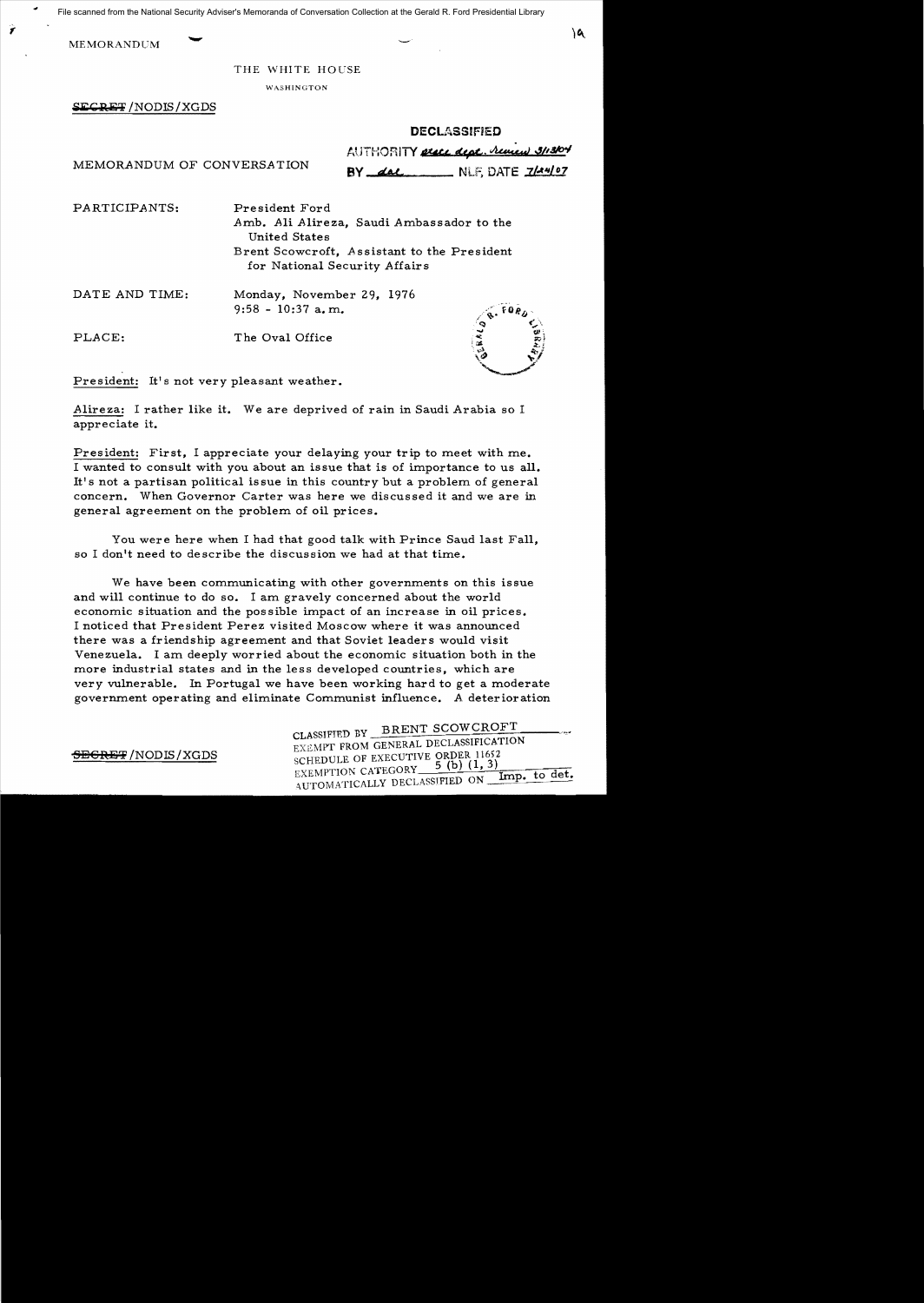File scanned from the National Security Adviser's Memoranda of Conversation Collection at the Gerald R. Ford Presidential Library

MEMORANDUM

THE WHITE HOUSE

WASHINGTON

~~SECRET~~/NODIS/XGDS

**DECLASSIFIED**

AUTHORITY state dept. review 3/13/04

BY dal NLF, DATE 7/24/07

MEMORANDUM OF CONVERSATION

PARTICIPANTS: President Ford
Amb. Ali Alireza, Saudi Ambassador to the United States
Brent Scowcroft, Assistant to the President for National Security Affairs

DATE AND TIME: Monday, November 29, 1976
9:58 - 10:37 a.m.

PLACE: The Oval Office

President: It's not very pleasant weather.

Alireza: I rather like it. We are deprived of rain in Saudi Arabia so I appreciate it.

President: First, I appreciate your delaying your trip to meet with me. I wanted to consult with you about an issue that is of importance to us all. It's not a partisan political issue in this country but a problem of general concern. When Governor Carter was here we discussed it and we are in general agreement on the problem of oil prices.

You were here when I had that good talk with Prince Saud last Fall, so I don't need to describe the discussion we had at that time.

We have been communicating with other governments on this issue and will continue to do so. I am gravely concerned about the world economic situation and the possible impact of an increase in oil prices. I noticed that President Perez visited Moscow where it was announced there was a friendship agreement and that Soviet leaders would visit Venezuela. I am deeply worried about the economic situation both in the more industrial states and in the less developed countries, which are very vulnerable. In Portugal we have been working hard to get a moderate government operating and eliminate Communist influence. A deterioration

~~SECRET~~/NODIS/XGDS

CLASSIFIED BY BRENT SCOWCROFT
EXEMPT FROM GENERAL DECLASSIFICATION
SCHEDULE OF EXECUTIVE ORDER 11652
EXEMPTION CATEGORY 5 (b) (1, 3)
AUTOMATICALLY DECLASSIFIED ON Imp. to det.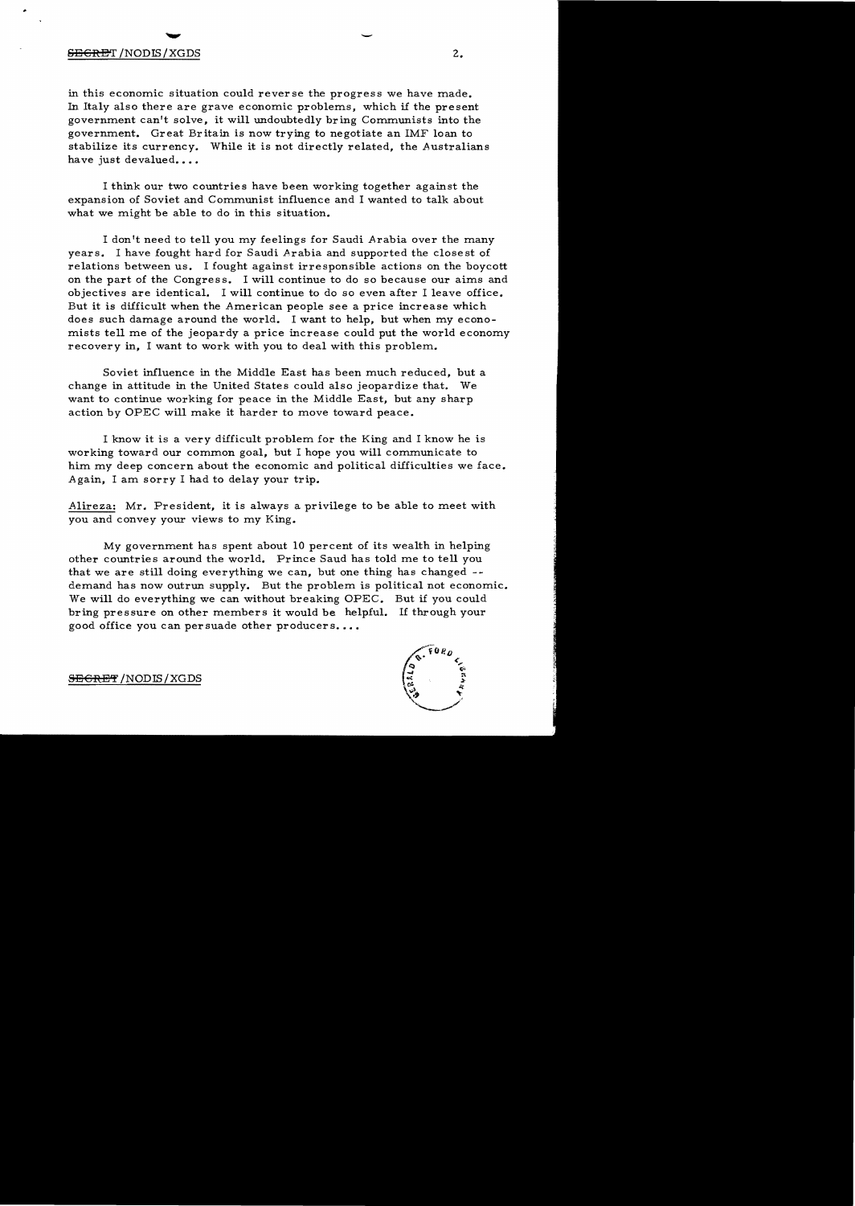in this economic situation could reverse the progress we have made. In Italy also there are grave economic problems, which if the present government can't solve, it will undoubtedly bring Communists into the government. Great Britain is now trying to negotiate an IMF loan to stabilize its currency. While it is not directly related, the Australians have just devalued....

I think our two countries have been working together against the expansion of Soviet and Communist influence and I wanted to talk about what we might be able to do in this situation.

I don't need to tell you my feelings for Saudi Arabia over the many years. I have fought hard for Saudi Arabia and supported the closest of relations between us. I fought against irresponsible actions on the boycott on the part of the Congress. I will continue to do so because our aims and objectives are identical. I will continue to do so even after I leave office. But it is difficult when the American people see a price increase which does such damage around the world. I want to help, but when my economists tell me of the jeopardy a price increase could put the world economy recovery in, I want to work with you to deal with this problem.

Soviet influence in the Middle East has been much reduced, but a change in attitude in the United States could also jeopardize that. We want to continue working for peace in the Middle East, but any sharp action by OPEC will make it harder to move toward peace.

I know it is a very difficult problem for the King and I know he is working toward our common goal, but I hope you will communicate to him my deep concern about the economic and political difficulties we face. Again, I am sorry I had to delay your trip.

<u>Alireza</u>: Mr. President, it is always a privilege to be able to meet with you and convey your views to my King.

My government has spent about 10 percent of its wealth in helping other countries around the world. Prince Saud has told me to tell you that we are still doing everything we can, but one thing has changed -- demand has now outrun supply. But the problem is political not economic. We will do everything we can without breaking OPEC. But if you could bring pressure on other members it would be helpful. If through your good office you can persuade other producers....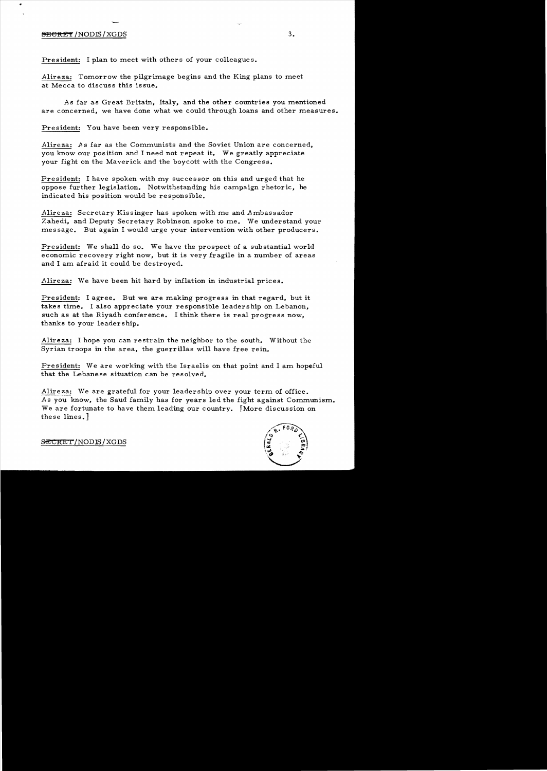President: I plan to meet with others of your colleagues.

Alireza: Tomorrow the pilgrimage begins and the King plans to meet at Mecca to discuss this issue.

As far as Great Britain, Italy, and the other countries you mentioned are concerned, we have done what we could through loans and other measures.

President: You have been very responsible.

Alireza: As far as the Communists and the Soviet Union are concerned, you know our position and I need not repeat it. We greatly appreciate your fight on the Maverick and the boycott with the Congress.

President: I have spoken with my successor on this and urged that he oppose further legislation. Notwithstanding his campaign rhetoric, he indicated his position would be responsible.

Alireza: Secretary Kissinger has spoken with me and Ambassador Zahedi, and Deputy Secretary Robinson spoke to me. We understand your message. But again I would urge your intervention with other producers.

President: We shall do so. We have the prospect of a substantial world economic recovery right now, but it is very fragile in a number of areas and I am afraid it could be destroyed.

Alireza: We have been hit hard by inflation in industrial prices.

President: I agree. But we are making progress in that regard, but it takes time. I also appreciate your responsible leadership on Lebanon, such as at the Riyadh conference. I think there is real progress now, thanks to your leadership.

Alireza: I hope you can restrain the neighbor to the south. Without the Syrian troops in the area, the guerrillas will have free rein.

President: We are working with the Israelis on that point and I am hopeful that the Lebanese situation can be resolved.

Alireza: We are grateful for your leadership over your term of office. As you know, the Saud family has for years led the fight against Communism. We are fortunate to have them leading our country. [More discussion on these lines.]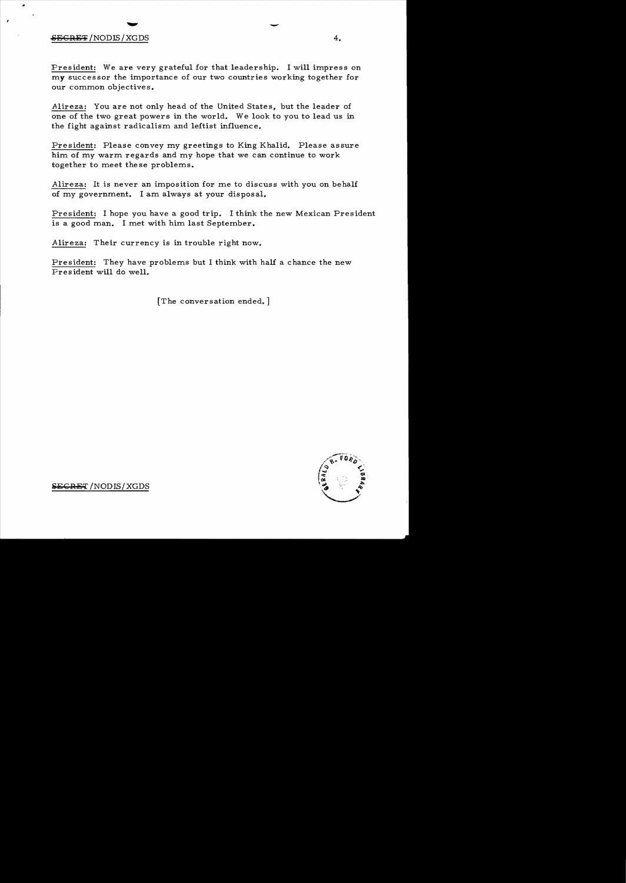President: We are very grateful for that leadership. I will impress on my successor the importance of our two countries working together for our common objectives.

Alireza: You are not only head of the United States, but the leader of one of the two great powers in the world. We look to you to lead us in the fight against radicalism and leftist influence.

President: Please convey my greetings to King Khalid. Please assure him of my warm regards and my hope that we can continue to work together to meet these problems.

Alireza: It is never an imposition for me to discuss with you on behalf of my government. I am always at your disposal.

President: I hope you have a good trip. I think the new Mexican President is a good man. I met with him last September.

Alireza: Their currency is in trouble right now.

President: They have problems but I think with half a chance the new President will do well.

[The conversation ended.]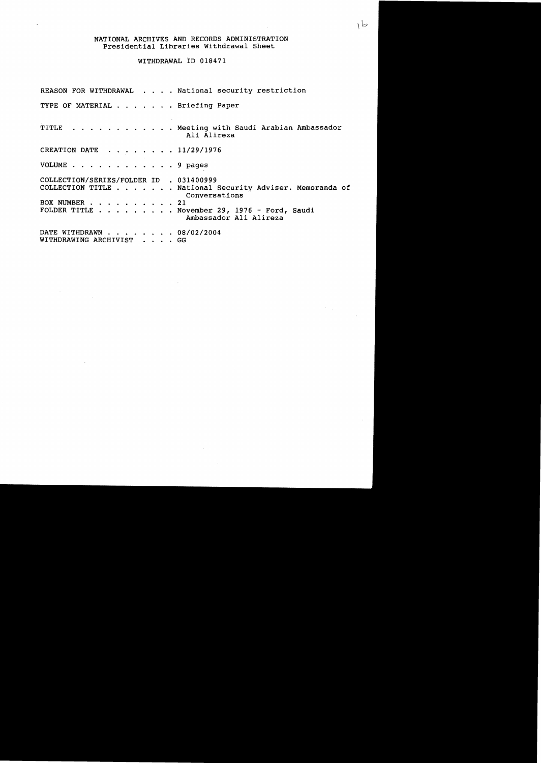NATIONAL ARCHIVES AND RECORDS ADMINISTRATION
Presidential Libraries Withdrawal Sheet

WITHDRAWAL ID 018471

REASON FOR WITHDRAWAL . . . . National security restriction

TYPE OF MATERIAL . . . . . . . Briefing Paper

TITLE . . . . . . . . . . . . Meeting with Saudi Arabian Ambassador Ali Alireza

CREATION DATE . . . . . . . . 11/29/1976

VOLUME . . . . . . . . . . . . 9 pages

COLLECTION/SERIES/FOLDER ID . 031400999
COLLECTION TITLE . . . . . . . National Security Adviser. Memoranda of Conversations
BOX NUMBER . . . . . . . . . . 21
FOLDER TITLE . . . . . . . . . November 29, 1976 - Ford, Saudi Ambassador Ali Alireza

DATE WITHDRAWN . . . . . . . . 08/02/2004
WITHDRAWING ARCHIVIST . . . . GG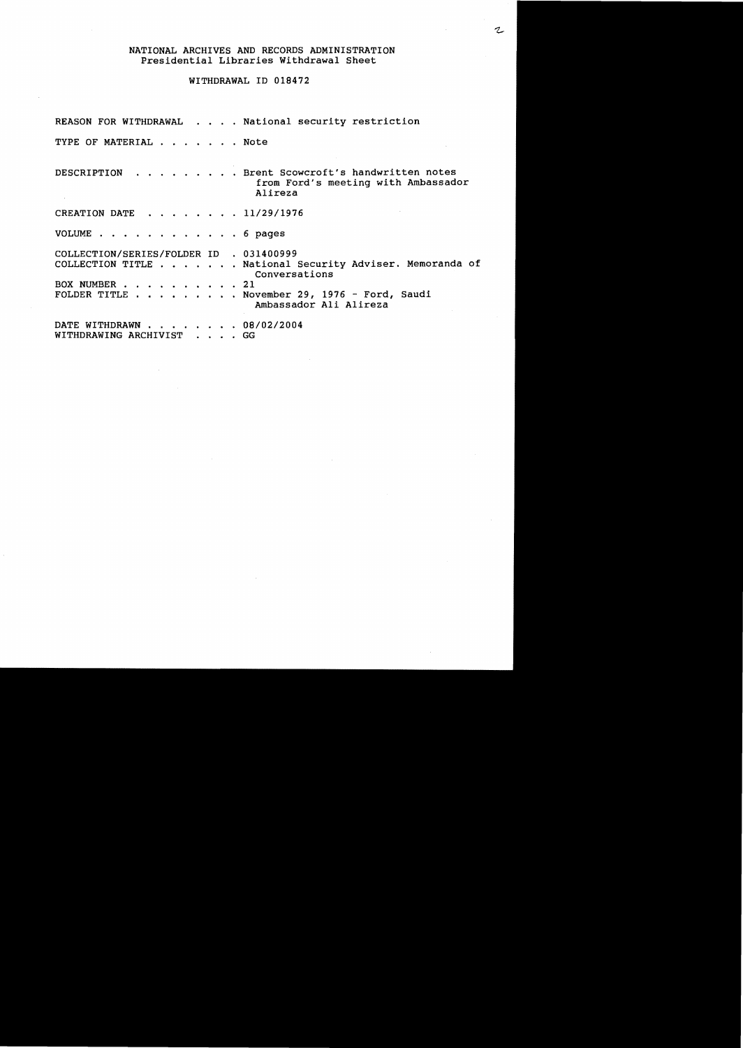NATIONAL ARCHIVES AND RECORDS ADMINISTRATION
Presidential Libraries Withdrawal Sheet

WITHDRAWAL ID 018472

REASON FOR WITHDRAWAL . . . . National security restriction

TYPE OF MATERIAL . . . . . . . Note

DESCRIPTION . . . . . . . . . Brent Scowcroft's handwritten notes from Ford's meeting with Ambassador Alireza

CREATION DATE . . . . . . . . 11/29/1976

VOLUME . . . . . . . . . . . . 6 pages

COLLECTION/SERIES/FOLDER ID . 031400999
COLLECTION TITLE . . . . . . . National Security Adviser. Memoranda of Conversations
BOX NUMBER . . . . . . . . . . 21
FOLDER TITLE . . . . . . . . . November 29, 1976 - Ford, Saudi Ambassador Ali Alireza

DATE WITHDRAWN . . . . . . . . 08/02/2004
WITHDRAWING ARCHIVIST . . . . GG